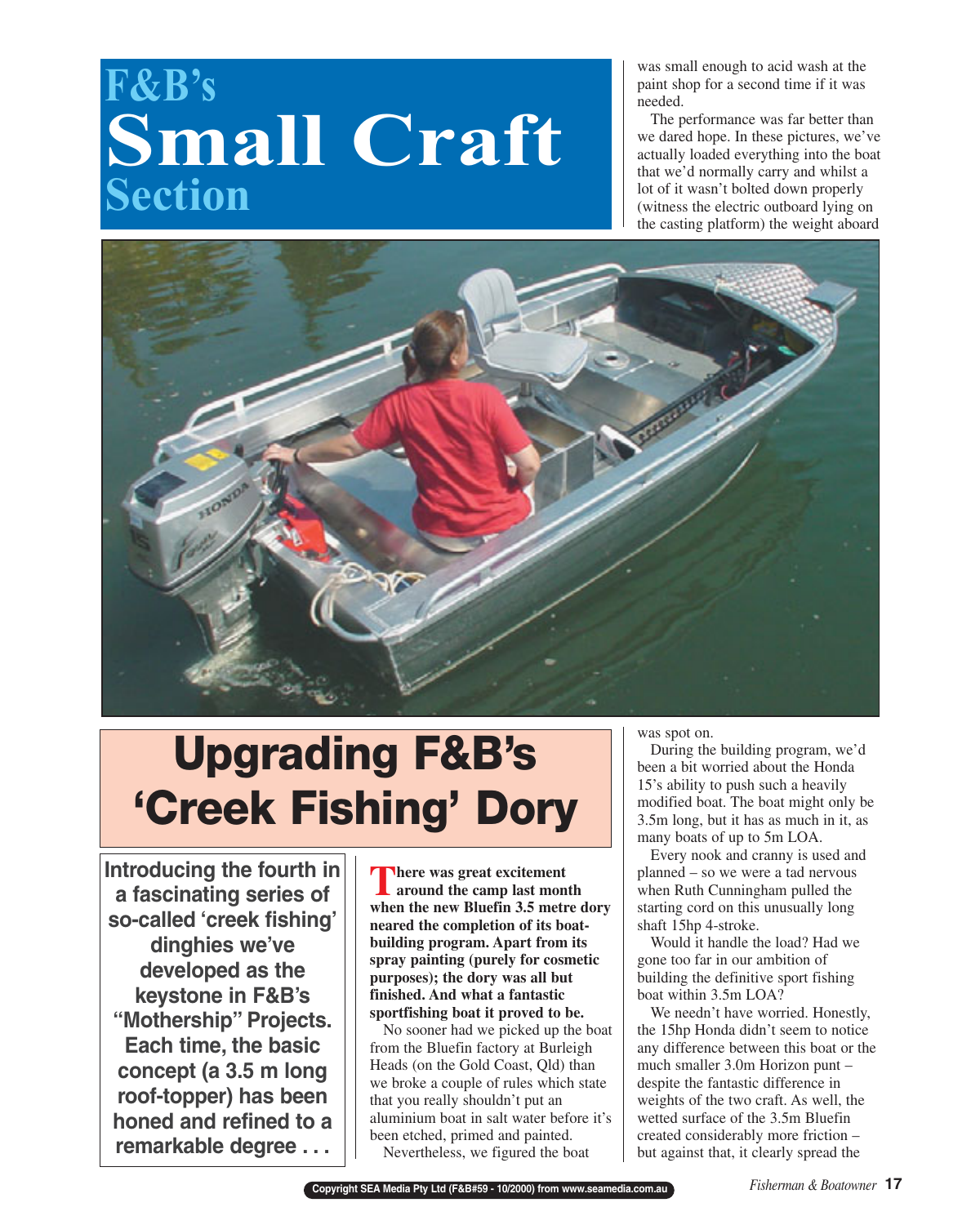# F&B's Small Craft Section

## Upgrading F&B's 'Creek Fishing' Dory

**Introducing the fourth in a fascinating series of so-called 'creek fishing' dinghies we've developed as the keystone in F&B's "Mothership" Projects. Each time, the basic concept (a 3.5 m long roof-topper) has been honed and refined to a remarkable degree . . .**

**There was great excitement around the camp last month when the new Bluefin 3.5 metre dory neared the completion of its boat-building program. Apart from its spray painting (purely for cosmetic purposes); the dory was all but finished. And what a fantastic sportfishing boat it proved to be.**

No sooner had we picked up the boat from the Bluefin factory at Burleigh Heads (on the Gold Coast, Qld) than we broke a couple of rules which state that you really shouldn't put an aluminium boat in salt water before it's been etched, primed and painted.

Nevertheless, we figured the boat was small enough to acid wash at the paint shop for a second time if it was needed.

The performance was far better than we dared hope. In these pictures, we've actually loaded everything into the boat that we'd normally carry and whilst a lot of it wasn't bolted down properly (witness the electric outboard lying on the casting platform) the weight aboard was spot on.

During the building program, we'd been a bit worried about the Honda 15's ability to push such a heavily modified boat. The boat might only be 3.5m long, but it has as much in it, as many boats of up to 5m LOA.

Every nook and cranny is used and planned – so we were a tad nervous when Ruth Cunningham pulled the starting cord on this unusually long shaft 15hp 4-stroke.

Would it handle the load? Had we gone too far in our ambition of building the definitive sport fishing boat within 3.5m LOA?

We needn't have worried. Honestly, the 15hp Honda didn't seem to notice any difference between this boat or the much smaller 3.0m Horizon punt – despite the fantastic difference in weights of the two craft. As well, the wetted surface of the 3.5m Bluefin created considerably more friction – but against that, it clearly spread the

Copyright SEA Media Pty Ltd (F&B#59 - 10/2000) from www.seamedia.com.au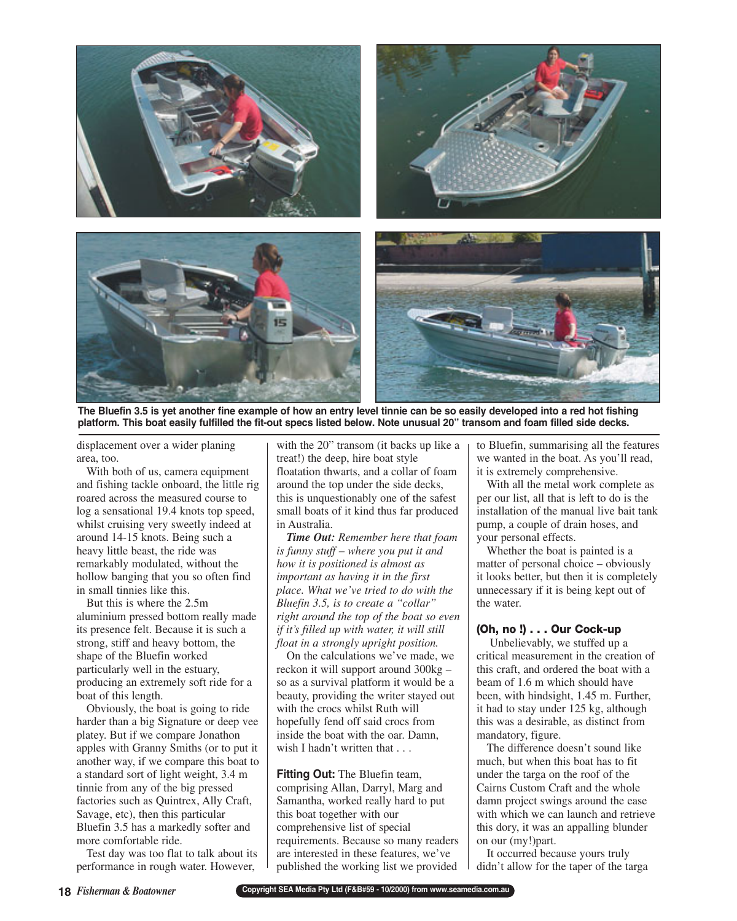**The Bluefin 3.5 is yet another fine example of how an entry level tinnie can be so easily developed into a red hot fishing platform. This boat easily fulfilled the fit-out specs listed below. Note unusual 20" transom and foam filled side decks.**

displacement over a wider planing area, too.

With both of us, camera equipment and fishing tackle onboard, the little rig roared across the measured course to log a sensational 19.4 knots top speed, whilst cruising very sweetly indeed at around 14-15 knots. Being such a heavy little beast, the ride was remarkably modulated, without the hollow banging that you so often find in small tinnies like this.

But this is where the 2.5m aluminium pressed bottom really made its presence felt. Because it is such a strong, stiff and heavy bottom, the shape of the Bluefin worked particularly well in the estuary, producing an extremely soft ride for a boat of this length.

Obviously, the boat is going to ride harder than a big Signature or deep vee platey. But if we compare Jonathon apples with Granny Smiths (or to put it another way, if we compare this boat to a standard sort of light weight, 3.4 m tinnie from any of the big pressed factories such as Quintrex, Ally Craft, Savage, etc), then this particular Bluefin 3.5 has a markedly softer and more comfortable ride.

Test day was too flat to talk about its performance in rough water. However, with the 20" transom (it backs up like a treat!) the deep, hire boat style floatation thwarts, and a collar of foam around the top under the side decks, this is unquestionably one of the safest small boats of it kind thus far produced in Australia.

***Time Out:*** *Remember here that foam is funny stuff – where you put it and how it is positioned is almost as important as having it in the first place. What we've tried to do with the Bluefin 3.5, is to create a "collar" right around the top of the boat so even if it's filled up with water, it will still float in a strongly upright position.*

On the calculations we've made, we reckon it will support around 300kg – so as a survival platform it would be a beauty, providing the writer stayed out with the crocs whilst Ruth will hopefully fend off said crocs from inside the boat with the oar. Damn, wish I hadn't written that . . .

**Fitting Out:** The Bluefin team, comprising Allan, Darryl, Marg and Samantha, worked really hard to put this boat together with our comprehensive list of special requirements. Because so many readers are interested in these features, we've published the working list we provided to Bluefin, summarising all the features we wanted in the boat. As you'll read, it is extremely comprehensive.

With all the metal work complete as per our list, all that is left to do is the installation of the manual live bait tank pump, a couple of drain hoses, and your personal effects.

Whether the boat is painted is a matter of personal choice – obviously it looks better, but then it is completely unnecessary if it is being kept out of the water.

### (Oh, no !) . . . Our Cock-up

Unbelievably, we stuffed up a critical measurement in the creation of this craft, and ordered the boat with a beam of 1.6 m which should have been, with hindsight, 1.45 m. Further, it had to stay under 125 kg, although this was a desirable, as distinct from mandatory, figure.

The difference doesn't sound like much, but when this boat has to fit under the targa on the roof of the Cairns Custom Craft and the whole damn project swings around the ease with which we can launch and retrieve this dory, it was an appalling blunder on our (my!)part.

It occurred because yours truly didn't allow for the taper of the targa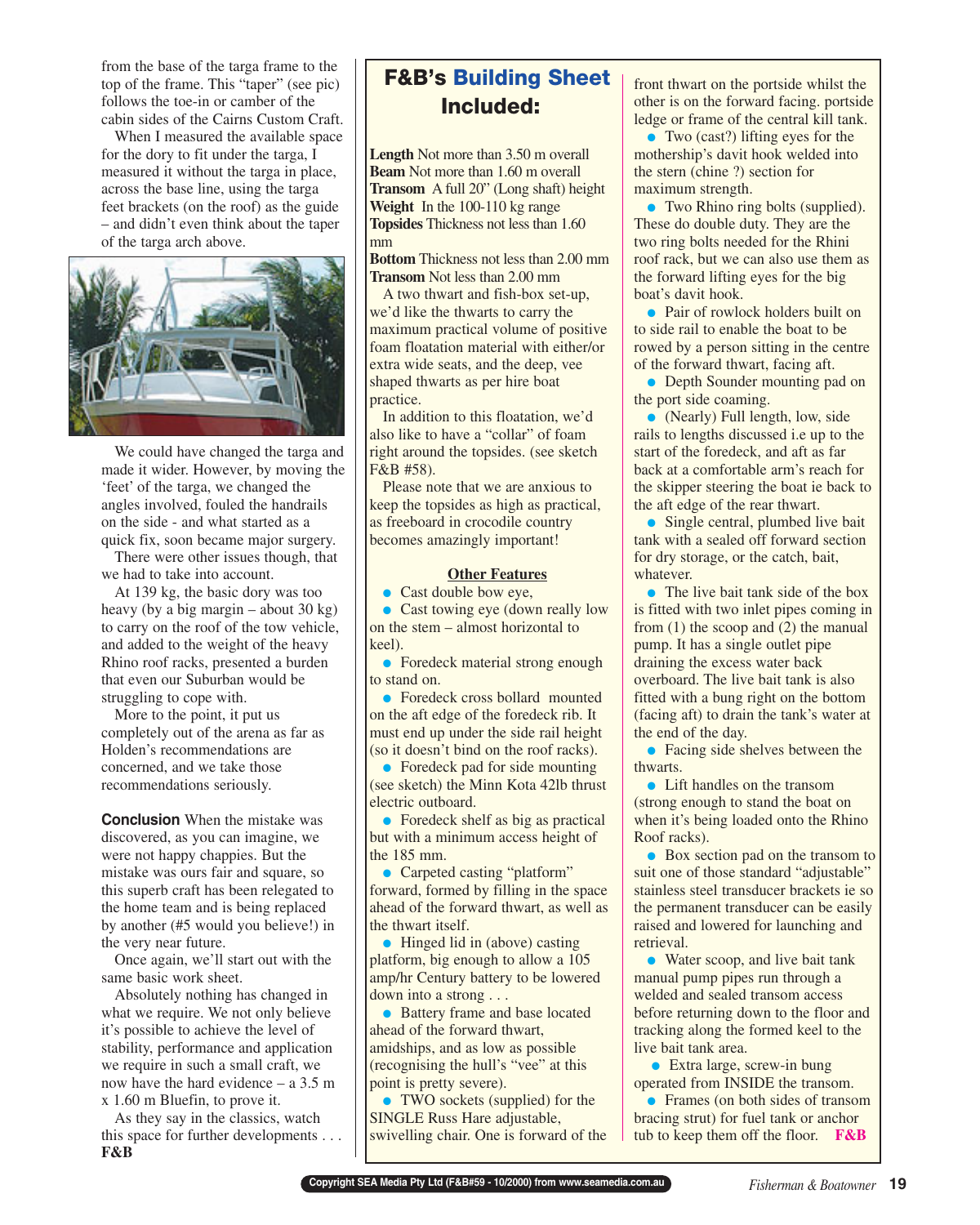from the base of the targa frame to the top of the frame. This "taper" (see pic) follows the toe-in or camber of the cabin sides of the Cairns Custom Craft.

When I measured the available space for the dory to fit under the targa, I measured it without the targa in place, across the base line, using the targa feet brackets (on the roof) as the guide – and didn't even think about the taper of the targa arch above.

We could have changed the targa and made it wider. However, by moving the 'feet' of the targa, we changed the angles involved, fouled the handrails on the side - and what started as a quick fix, soon became major surgery.

There were other issues though, that we had to take into account.

At 139 kg, the basic dory was too heavy (by a big margin – about 30 kg) to carry on the roof of the tow vehicle, and added to the weight of the heavy Rhino roof racks, presented a burden that even our Suburban would be struggling to cope with.

More to the point, it put us completely out of the arena as far as Holden's recommendations are concerned, and we take those recommendations seriously.

**Conclusion** When the mistake was discovered, as you can imagine, we were not happy chappies. But the mistake was ours fair and square, so this superb craft has been relegated to the home team and is being replaced by another (#5 would you believe!) in the very near future.

Once again, we'll start out with the same basic work sheet.

Absolutely nothing has changed in what we require. We not only believe it's possible to achieve the level of stability, performance and application we require in such a small craft, we now have the hard evidence – a 3.5 m x 1.60 m Bluefin, to prove it.

As they say in the classics, watch this space for further developments . . . **F&B**

## F&B's Building Sheet Included:

**Length** Not more than 3.50 m overall
**Beam** Not more than 1.60 m overall
**Transom** A full 20" (Long shaft) height
**Weight** In the 100-110 kg range
**Topsides** Thickness not less than 1.60 mm
**Bottom** Thickness not less than 2.00 mm
**Transom** Not less than 2.00 mm

A two thwart and fish-box set-up, we'd like the thwarts to carry the maximum practical volume of positive foam floatation material with either/or extra wide seats, and the deep, vee shaped thwarts as per hire boat practice.

In addition to this floatation, we'd also like to have a "collar" of foam right around the topsides. (see sketch F&B #58).

Please note that we are anxious to keep the topsides as high as practical, as freeboard in crocodile country becomes amazingly important!

### Other Features

- Cast double bow eye,
- Cast towing eye (down really low on the stem – almost horizontal to keel).
- Foredeck material strong enough to stand on.
- Foredeck cross bollard mounted on the aft edge of the foredeck rib. It must end up under the side rail height (so it doesn't bind on the roof racks).
- Foredeck pad for side mounting (see sketch) the Minn Kota 42lb thrust electric outboard.
- Foredeck shelf as big as practical but with a minimum access height of the 185 mm.
- Carpeted casting "platform" forward, formed by filling in the space ahead of the forward thwart, as well as the thwart itself.
- Hinged lid in (above) casting platform, big enough to allow a 105 amp/hr Century battery to be lowered down into a strong . . .
- Battery frame and base located ahead of the forward thwart, amidships, and as low as possible (recognising the hull's "vee" at this point is pretty severe).
- TWO sockets (supplied) for the SINGLE Russ Hare adjustable, swivelling chair. One is forward of the front thwart on the portside whilst the other is on the forward facing. portside ledge or frame of the central kill tank.
- Two (cast?) lifting eyes for the mothership's davit hook welded into the stern (chine ?) section for maximum strength.
- Two Rhino ring bolts (supplied). These do double duty. They are the two ring bolts needed for the Rhini roof rack, but we can also use them as the forward lifting eyes for the big boat's davit hook.
- Pair of rowlock holders built on to side rail to enable the boat to be rowed by a person sitting in the centre of the forward thwart, facing aft.
- Depth Sounder mounting pad on the port side coaming.
- (Nearly) Full length, low, side rails to lengths discussed i.e up to the start of the foredeck, and aft as far back at a comfortable arm's reach for the skipper steering the boat ie back to the aft edge of the rear thwart.
- Single central, plumbed live bait tank with a sealed off forward section for dry storage, or the catch, bait, whatever.
- The live bait tank side of the box is fitted with two inlet pipes coming in from (1) the scoop and (2) the manual pump. It has a single outlet pipe draining the excess water back overboard. The live bait tank is also fitted with a bung right on the bottom (facing aft) to drain the tank's water at the end of the day.
- Facing side shelves between the thwarts.
- Lift handles on the transom (strong enough to stand the boat on when it's being loaded onto the Rhino Roof racks).
- Box section pad on the transom to suit one of those standard "adjustable" stainless steel transducer brackets ie so the permanent transducer can be easily raised and lowered for launching and retrieval.
- Water scoop, and live bait tank manual pump pipes run through a welded and sealed transom access before returning down to the floor and tracking along the formed keel to the live bait tank area.
- Extra large, screw-in bung operated from INSIDE the transom.
- Frames (on both sides of transom bracing strut) for fuel tank or anchor tub to keep them off the floor. **F&B**

Copyright SEA Media Pty Ltd (F&B#59 - 10/2000) from www.seamedia.com.au